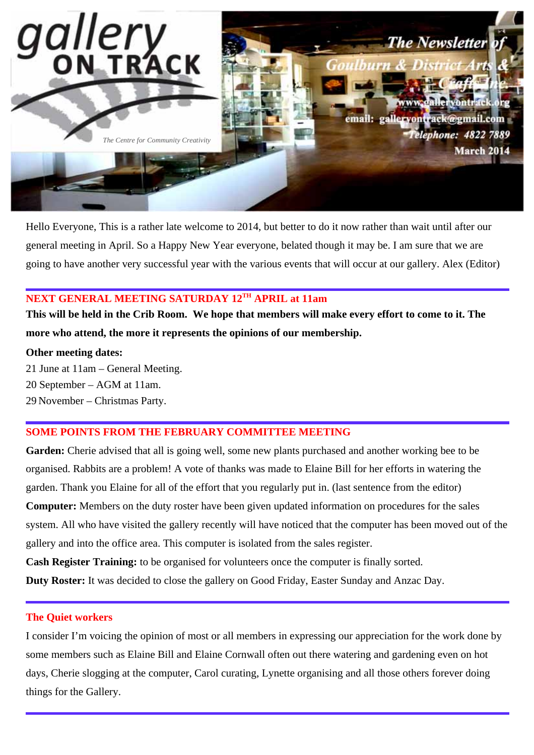# gallery ON TRACK

*The Centre for Community Creativity*

**The Newsletter of Goulburn & District Arts & Crafts Inc.**

www.galleryontrack.org

email: galleryontrack@gmail.com

Telephone: 4822 7889

March 2014

Hello Everyone, This is a rather late welcome to 2014, but better to do it now rather than wait until after our general meeting in April. So a Happy New Year everyone, belated though it may be. I am sure that we are going to have another very successful year with the various events that will occur at our gallery. Alex (Editor)

---

## NEXT GENERAL MEETING SATURDAY 12TH APRIL at 11am

**This will be held in the Crib Room. We hope that members will make every effort to come to it. The more who attend, the more it represents the opinions of our membership.**

**Other meeting dates:**

21 June at 11am – General Meeting.
20 September – AGM at 11am.
29 November – Christmas Party.

---

## SOME POINTS FROM THE FEBRUARY COMMITTEE MEETING

**Garden:** Cherie advised that all is going well, some new plants purchased and another working bee to be organised. Rabbits are a problem! A vote of thanks was made to Elaine Bill for her efforts in watering the garden. Thank you Elaine for all of the effort that you regularly put in. (last sentence from the editor)

**Computer:** Members on the duty roster have been given updated information on procedures for the sales system. All who have visited the gallery recently will have noticed that the computer has been moved out of the gallery and into the office area. This computer is isolated from the sales register.

**Cash Register Training:** to be organised for volunteers once the computer is finally sorted.

**Duty Roster:** It was decided to close the gallery on Good Friday, Easter Sunday and Anzac Day.

---

## The Quiet workers

I consider I'm voicing the opinion of most or all members in expressing our appreciation for the work done by some members such as Elaine Bill and Elaine Cornwall often out there watering and gardening even on hot days, Cherie slogging at the computer, Carol curating, Lynette organising and all those others forever doing things for the Gallery.

---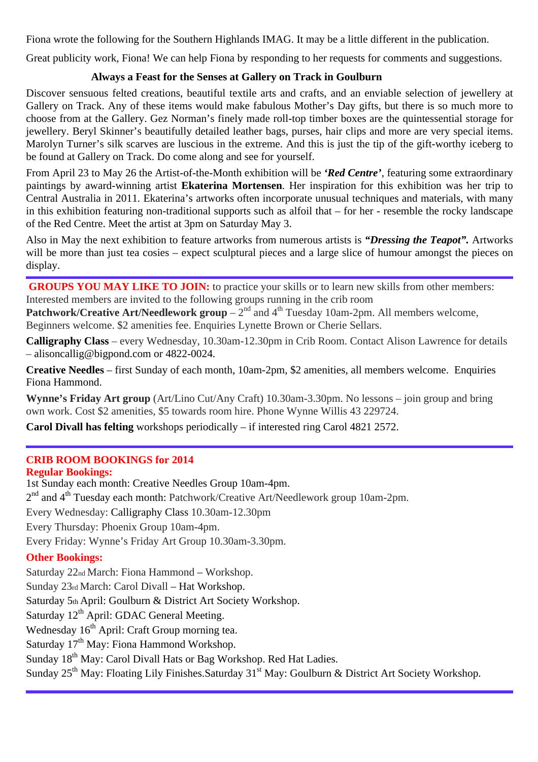Fiona wrote the following for the Southern Highlands IMAG. It may be a little different in the publication.

Great publicity work, Fiona! We can help Fiona by responding to her requests for comments and suggestions.

### Always a Feast for the Senses at Gallery on Track in Goulburn

Discover sensuous felted creations, beautiful textile arts and crafts, and an enviable selection of jewellery at Gallery on Track. Any of these items would make fabulous Mother's Day gifts, but there is so much more to choose from at the Gallery. Gez Norman's finely made roll-top timber boxes are the quintessential storage for jewellery. Beryl Skinner's beautifully detailed leather bags, purses, hair clips and more are very special items. Marolyn Turner's silk scarves are luscious in the extreme. And this is just the tip of the gift-worthy iceberg to be found at Gallery on Track. Do come along and see for yourself.

From April 23 to May 26 the Artist-of-the-Month exhibition will be ***'Red Centre'***, featuring some extraordinary paintings by award-winning artist **Ekaterina Mortensen**. Her inspiration for this exhibition was her trip to Central Australia in 2011. Ekaterina's artworks often incorporate unusual techniques and materials, with many in this exhibition featuring non-traditional supports such as alfoil that – for her - resemble the rocky landscape of the Red Centre. Meet the artist at 3pm on Saturday May 3.

Also in May the next exhibition to feature artworks from numerous artists is ***"Dressing the Teapot".*** Artworks will be more than just tea cosies – expect sculptural pieces and a large slice of humour amongst the pieces on display.

---

**GROUPS YOU MAY LIKE TO JOIN:** to practice your skills or to learn new skills from other members: Interested members are invited to the following groups running in the crib room

**Patchwork/Creative Art/Needlework group** – 2nd and 4th Tuesday 10am-2pm. All members welcome, Beginners welcome. $2 amenities fee. Enquiries Lynette Brown or Cherie Sellars.

**Calligraphy Class** – every Wednesday, 10.30am-12.30pm in Crib Room. Contact Alison Lawrence for details – alisoncallig@bigpond.com or 4822-0024.

**Creative Needles** – first Sunday of each month, 10am-2pm, $2 amenities, all members welcome. Enquiries Fiona Hammond.

**Wynne's Friday Art group** (Art/Lino Cut/Any Craft) 10.30am-3.30pm. No lessons – join group and bring own work. Cost $2 amenities, $5 towards room hire. Phone Wynne Willis 43 229724.

**Carol Divall has felting** workshops periodically – if interested ring Carol 4821 2572.

---

**CRIB ROOM BOOKINGS for 2014**

**Regular Bookings:**

1st Sunday each month: Creative Needles Group 10am-4pm.

2nd and 4th Tuesday each month: Patchwork/Creative Art/Needlework group 10am-2pm.

Every Wednesday: Calligraphy Class 10.30am-12.30pm

Every Thursday: Phoenix Group 10am-4pm.

Every Friday: Wynne's Friday Art Group 10.30am-3.30pm.

**Other Bookings:**

Saturday 22nd March: Fiona Hammond – Workshop.

Sunday 23rd March: Carol Divall – Hat Workshop.

Saturday 5th April: Goulburn & District Art Society Workshop.

Saturday 12th April: GDAC General Meeting.

Wednesday 16th April: Craft Group morning tea.

Saturday 17th May: Fiona Hammond Workshop.

Sunday 18th May: Carol Divall Hats or Bag Workshop. Red Hat Ladies.

Sunday 25th May: Floating Lily Finishes.Saturday 31st May: Goulburn & District Art Society Workshop.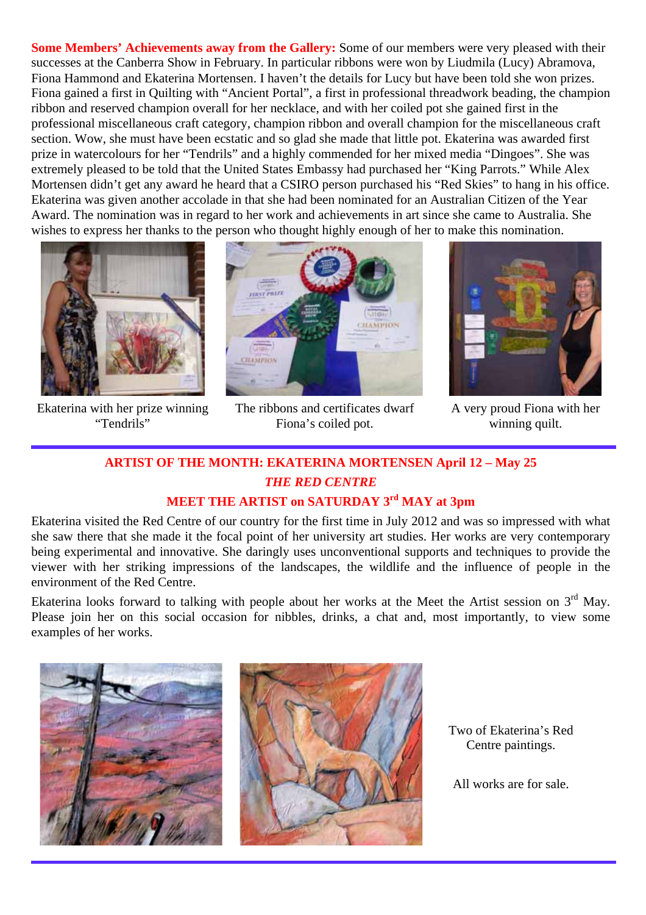**Some Members' Achievements away from the Gallery:** Some of our members were very pleased with their successes at the Canberra Show in February. In particular ribbons were won by Liudmila (Lucy) Abramova, Fiona Hammond and Ekaterina Mortensen. I haven't the details for Lucy but have been told she won prizes. Fiona gained a first in Quilting with "Ancient Portal", a first in professional threadwork beading, the champion ribbon and reserved champion overall for her necklace, and with her coiled pot she gained first in the professional miscellaneous craft category, champion ribbon and overall champion for the miscellaneous craft section. Wow, she must have been ecstatic and so glad she made that little pot. Ekaterina was awarded first prize in watercolours for her "Tendrils" and a highly commended for her mixed media "Dingoes". She was extremely pleased to be told that the United States Embassy had purchased her "King Parrots." While Alex Mortensen didn't get any award he heard that a CSIRO person purchased his "Red Skies" to hang in his office. Ekaterina was given another accolade in that she had been nominated for an Australian Citizen of the Year Award. The nomination was in regard to her work and achievements in art since she came to Australia. She wishes to express her thanks to the person who thought highly enough of her to make this nomination.

Ekaterina with her prize winning "Tendrils"

The ribbons and certificates dwarf Fiona's coiled pot.

A very proud Fiona with her winning quilt.

---

## ARTIST OF THE MONTH: EKATERINA MORTENSEN April 12 – May 25

### *THE RED CENTRE*

### MEET THE ARTIST on SATURDAY 3rd MAY at 3pm

Ekaterina visited the Red Centre of our country for the first time in July 2012 and was so impressed with what she saw there that she made it the focal point of her university art studies. Her works are very contemporary being experimental and innovative. She daringly uses unconventional supports and techniques to provide the viewer with her striking impressions of the landscapes, the wildlife and the influence of people in the environment of the Red Centre.

Ekaterina looks forward to talking with people about her works at the Meet the Artist session on 3rd May. Please join her on this social occasion for nibbles, drinks, a chat and, most importantly, to view some examples of her works.

Two of Ekaterina's Red Centre paintings.

All works are for sale.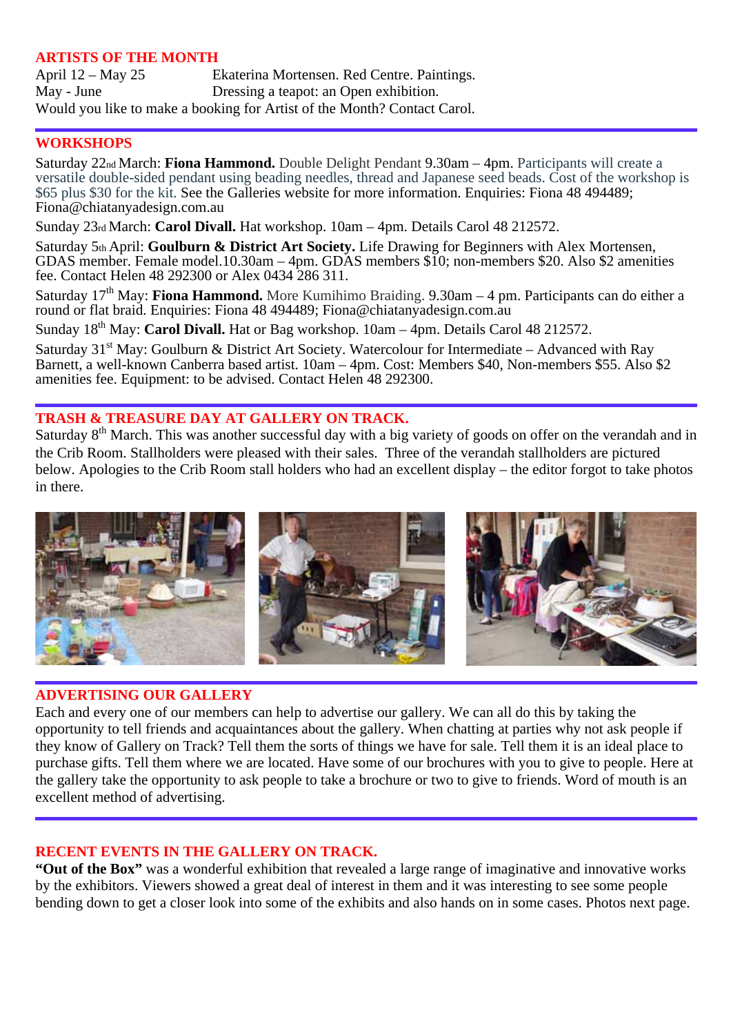## ARTISTS OF THE MONTH

April 12 – May 25 Ekaterina Mortensen. Red Centre. Paintings.
May - June Dressing a teapot: an Open exhibition.
Would you like to make a booking for Artist of the Month? Contact Carol.

## WORKSHOPS

Saturday 22nd March: **Fiona Hammond.** Double Delight Pendant 9.30am – 4pm. Participants will create a versatile double-sided pendant using beading needles, thread and Japanese seed beads. Cost of the workshop is $65 plus $30 for the kit. See the Galleries website for more information. Enquiries: Fiona 48 494489; Fiona@chiatanyadesign.com.au

Sunday 23rd March: **Carol Divall.** Hat workshop. 10am – 4pm. Details Carol 48 212572.

Saturday 5th April: **Goulburn & District Art Society.** Life Drawing for Beginners with Alex Mortensen, GDAS member. Female model.10.30am – 4pm. GDAS members $10; non-members $20. Also $2 amenities fee. Contact Helen 48 292300 or Alex 0434 286 311.

Saturday 17th May: **Fiona Hammond.** More Kumihimo Braiding. 9.30am – 4 pm. Participants can do either a round or flat braid. Enquiries: Fiona 48 494489; Fiona@chiatanyadesign.com.au

Sunday 18th May: **Carol Divall.** Hat or Bag workshop. 10am – 4pm. Details Carol 48 212572.

Saturday 31st May: Goulburn & District Art Society. Watercolour for Intermediate – Advanced with Ray Barnett, a well-known Canberra based artist. 10am – 4pm. Cost: Members $40, Non-members $55. Also $2 amenities fee. Equipment: to be advised. Contact Helen 48 292300.

## TRASH & TREASURE DAY AT GALLERY ON TRACK.

Saturday 8th March. This was another successful day with a big variety of goods on offer on the verandah and in the Crib Room. Stallholders were pleased with their sales. Three of the verandah stallholders are pictured below. Apologies to the Crib Room stall holders who had an excellent display – the editor forgot to take photos in there.

## ADVERTISING OUR GALLERY

Each and every one of our members can help to advertise our gallery. We can all do this by taking the opportunity to tell friends and acquaintances about the gallery. When chatting at parties why not ask people if they know of Gallery on Track? Tell them the sorts of things we have for sale. Tell them it is an ideal place to purchase gifts. Tell them where we are located. Have some of our brochures with you to give to people. Here at the gallery take the opportunity to ask people to take a brochure or two to give to friends. Word of mouth is an excellent method of advertising.

## RECENT EVENTS IN THE GALLERY ON TRACK.

**"Out of the Box"** was a wonderful exhibition that revealed a large range of imaginative and innovative works by the exhibitors. Viewers showed a great deal of interest in them and it was interesting to see some people bending down to get a closer look into some of the exhibits and also hands on in some cases. Photos next page.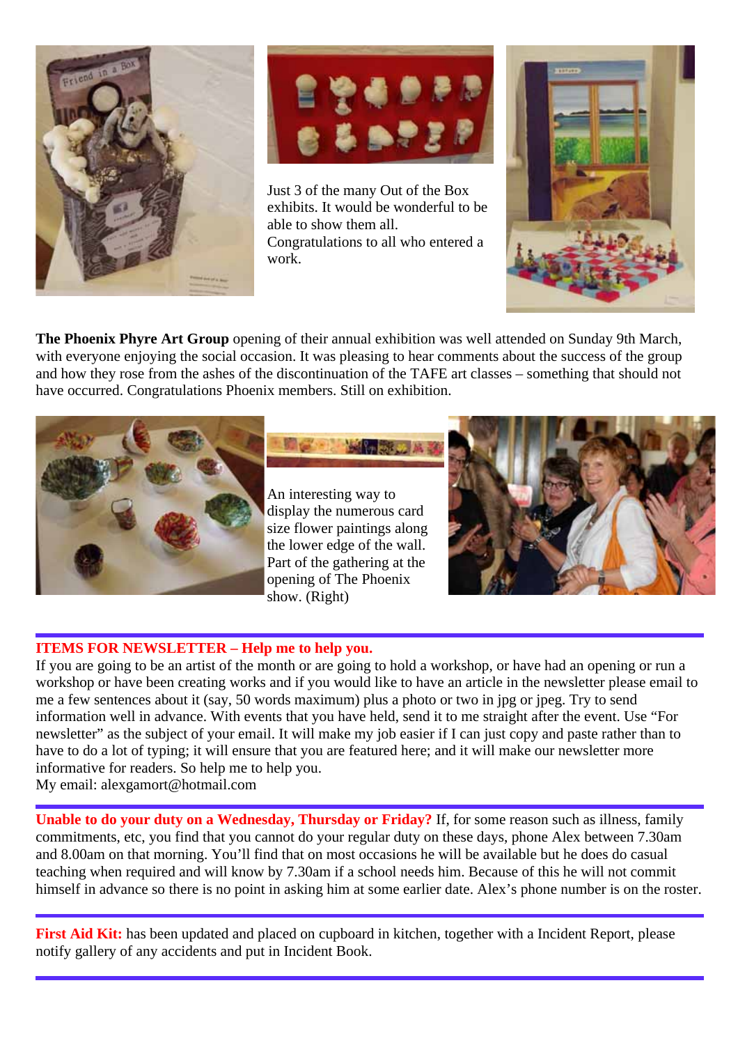Just 3 of the many Out of the Box exhibits. It would be wonderful to be able to show them all. Congratulations to all who entered a work.

**The Phoenix Phyre Art Group** opening of their annual exhibition was well attended on Sunday 9th March, with everyone enjoying the social occasion. It was pleasing to hear comments about the success of the group and how they rose from the ashes of the discontinuation of the TAFE art classes – something that should not have occurred. Congratulations Phoenix members. Still on exhibition.

An interesting way to display the numerous card size flower paintings along the lower edge of the wall. Part of the gathering at the opening of The Phoenix show. (Right)

---

**ITEMS FOR NEWSLETTER – Help me to help you.**

If you are going to be an artist of the month or are going to hold a workshop, or have had an opening or run a workshop or have been creating works and if you would like to have an article in the newsletter please email to me a few sentences about it (say, 50 words maximum) plus a photo or two in jpg or jpeg. Try to send information well in advance. With events that you have held, send it to me straight after the event. Use “For newsletter” as the subject of your email. It will make my job easier if I can just copy and paste rather than to have to do a lot of typing; it will ensure that you are featured here; and it will make our newsletter more informative for readers. So help me to help you.
My email: alexgamort@hotmail.com

---

**Unable to do your duty on a Wednesday, Thursday or Friday?** If, for some reason such as illness, family commitments, etc, you find that you cannot do your regular duty on these days, phone Alex between 7.30am and 8.00am on that morning. You’ll find that on most occasions he will be available but he does do casual teaching when required and will know by 7.30am if a school needs him. Because of this he will not commit himself in advance so there is no point in asking him at some earlier date. Alex’s phone number is on the roster.

---

**First Aid Kit:** has been updated and placed on cupboard in kitchen, together with a Incident Report, please notify gallery of any accidents and put in Incident Book.

---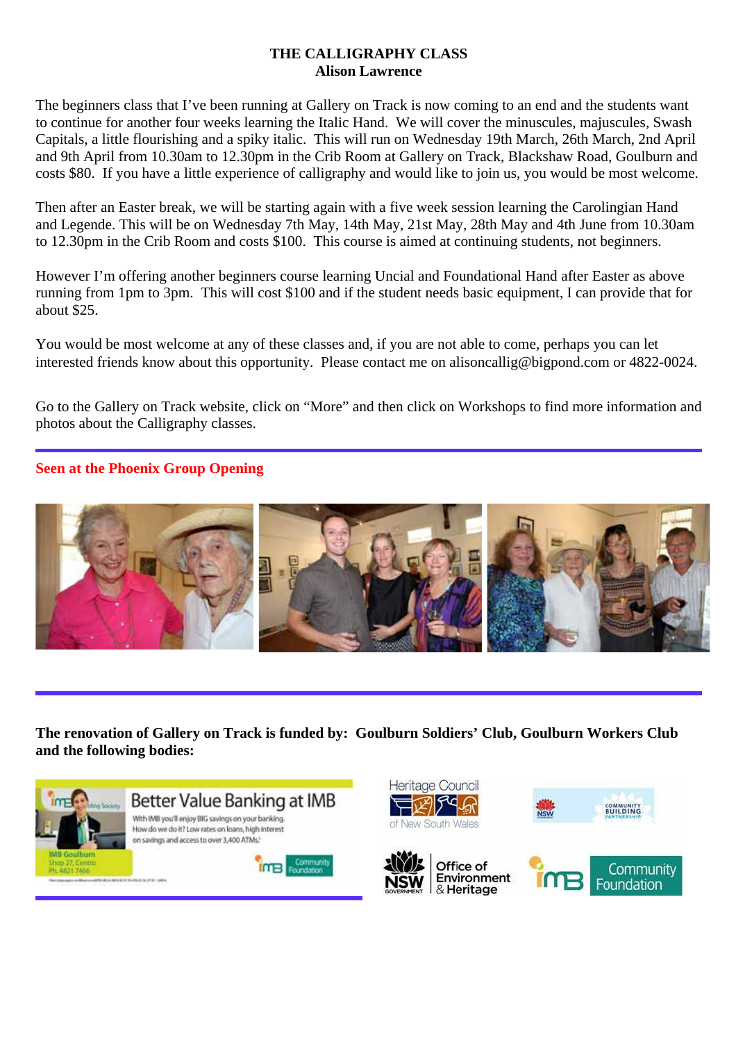## THE CALLIGRAPHY CLASS
**Alison Lawrence**

The beginners class that I've been running at Gallery on Track is now coming to an end and the students want to continue for another four weeks learning the Italic Hand. We will cover the minuscules, majuscules, Swash Capitals, a little flourishing and a spiky italic. This will run on Wednesday 19th March, 26th March, 2nd April and 9th April from 10.30am to 12.30pm in the Crib Room at Gallery on Track, Blackshaw Road, Goulburn and costs $80. If you have a little experience of calligraphy and would like to join us, you would be most welcome.

Then after an Easter break, we will be starting again with a five week session learning the Carolingian Hand and Legende. This will be on Wednesday 7th May, 14th May, 21st May, 28th May and 4th June from 10.30am to 12.30pm in the Crib Room and costs $100. This course is aimed at continuing students, not beginners.

However I'm offering another beginners course learning Uncial and Foundational Hand after Easter as above running from 1pm to 3pm. This will cost $100 and if the student needs basic equipment, I can provide that for about $25.

You would be most welcome at any of these classes and, if you are not able to come, perhaps you can let interested friends know about this opportunity. Please contact me on alisoncallig@bigpond.com or 4822-0024.

Go to the Gallery on Track website, click on "More" and then click on Workshops to find more information and photos about the Calligraphy classes.

---

## Seen at the Phoenix Group Opening

---

**The renovation of Gallery on Track is funded by: Goulburn Soldiers' Club, Goulburn Workers Club and the following bodies:**

Better Value Banking at IMB

With IMB you'll enjoy BIG savings on your banking. How do we do it? Low rates on loans, high interest on savings and access to over 3,400 ATMs.

IMB Goulburn
Shop 27, Centro
Ph. 4821 7466

IMB Community Foundation

Heritage Council of New South Wales

NSW Community Building Partnership

NSW Government Office of Environment & Heritage

IMB Community Foundation